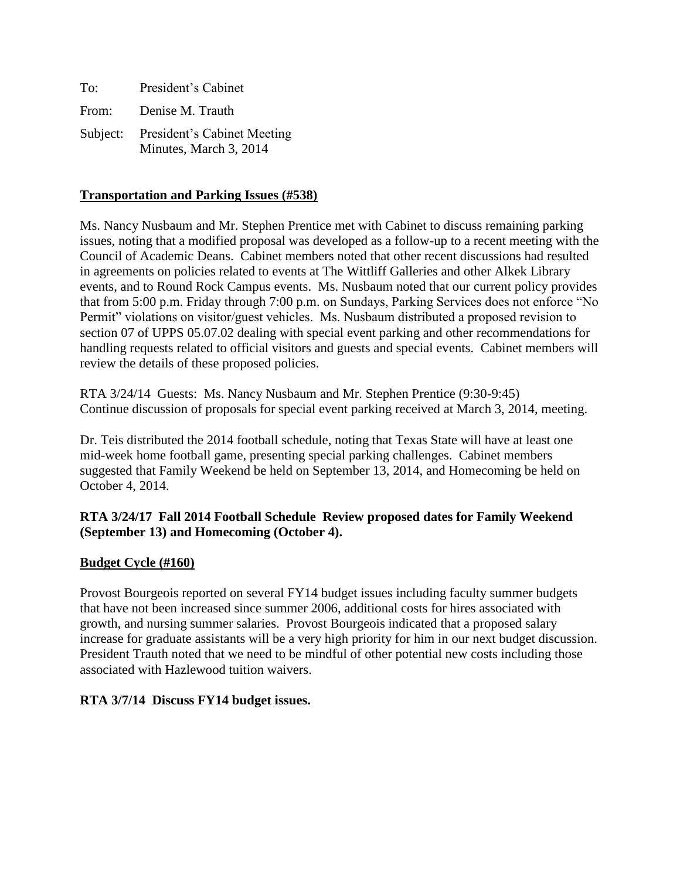To: President's Cabinet

From: Denise M. Trauth

Subject: President's Cabinet Meeting
Minutes, March 3, 2014

**Transportation and Parking Issues (#538)**

Ms. Nancy Nusbaum and Mr. Stephen Prentice met with Cabinet to discuss remaining parking issues, noting that a modified proposal was developed as a follow-up to a recent meeting with the Council of Academic Deans. Cabinet members noted that other recent discussions had resulted in agreements on policies related to events at The Wittliff Galleries and other Alkek Library events, and to Round Rock Campus events. Ms. Nusbaum noted that our current policy provides that from 5:00 p.m. Friday through 7:00 p.m. on Sundays, Parking Services does not enforce "No Permit" violations on visitor/guest vehicles. Ms. Nusbaum distributed a proposed revision to section 07 of UPPS 05.07.02 dealing with special event parking and other recommendations for handling requests related to official visitors and guests and special events. Cabinet members will review the details of these proposed policies.

RTA 3/24/14 Guests: Ms. Nancy Nusbaum and Mr. Stephen Prentice (9:30-9:45)
Continue discussion of proposals for special event parking received at March 3, 2014, meeting.

Dr. Teis distributed the 2014 football schedule, noting that Texas State will have at least one mid-week home football game, presenting special parking challenges. Cabinet members suggested that Family Weekend be held on September 13, 2014, and Homecoming be held on October 4, 2014.

**RTA 3/24/17 Fall 2014 Football Schedule Review proposed dates for Family Weekend (September 13) and Homecoming (October 4).**

**Budget Cycle (#160)**

Provost Bourgeois reported on several FY14 budget issues including faculty summer budgets that have not been increased since summer 2006, additional costs for hires associated with growth, and nursing summer salaries. Provost Bourgeois indicated that a proposed salary increase for graduate assistants will be a very high priority for him in our next budget discussion. President Trauth noted that we need to be mindful of other potential new costs including those associated with Hazlewood tuition waivers.

**RTA 3/7/14 Discuss FY14 budget issues.**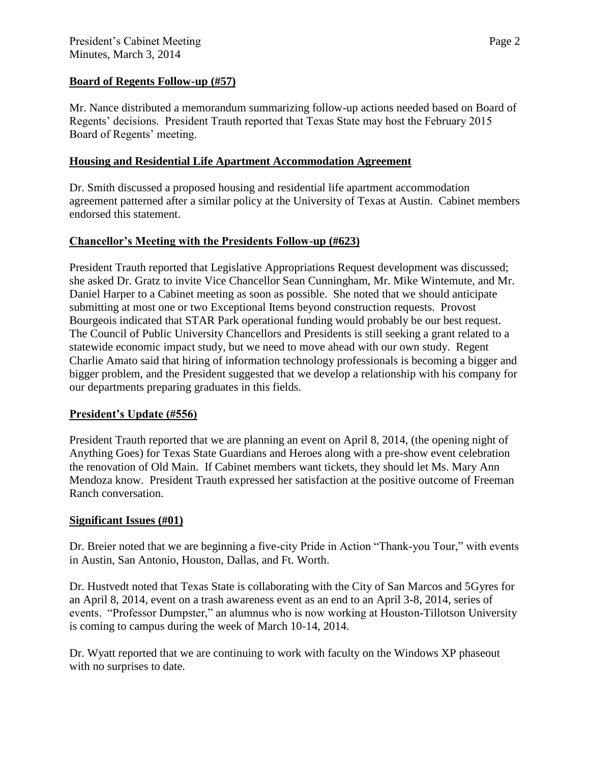## Board of Regents Follow-up (#57)

Mr. Nance distributed a memorandum summarizing follow-up actions needed based on Board of Regents' decisions. President Trauth reported that Texas State may host the February 2015 Board of Regents' meeting.

## Housing and Residential Life Apartment Accommodation Agreement

Dr. Smith discussed a proposed housing and residential life apartment accommodation agreement patterned after a similar policy at the University of Texas at Austin. Cabinet members endorsed this statement.

## Chancellor's Meeting with the Presidents Follow-up (#623)

President Trauth reported that Legislative Appropriations Request development was discussed; she asked Dr. Gratz to invite Vice Chancellor Sean Cunningham, Mr. Mike Wintemute, and Mr. Daniel Harper to a Cabinet meeting as soon as possible. She noted that we should anticipate submitting at most one or two Exceptional Items beyond construction requests. Provost Bourgeois indicated that STAR Park operational funding would probably be our best request. The Council of Public University Chancellors and Presidents is still seeking a grant related to a statewide economic impact study, but we need to move ahead with our own study. Regent Charlie Amato said that hiring of information technology professionals is becoming a bigger and bigger problem, and the President suggested that we develop a relationship with his company for our departments preparing graduates in this fields.

## President's Update (#556)

President Trauth reported that we are planning an event on April 8, 2014, (the opening night of Anything Goes) for Texas State Guardians and Heroes along with a pre-show event celebration the renovation of Old Main. If Cabinet members want tickets, they should let Ms. Mary Ann Mendoza know. President Trauth expressed her satisfaction at the positive outcome of Freeman Ranch conversation.

## Significant Issues (#01)

Dr. Breier noted that we are beginning a five-city Pride in Action "Thank-you Tour," with events in Austin, San Antonio, Houston, Dallas, and Ft. Worth.

Dr. Hustvedt noted that Texas State is collaborating with the City of San Marcos and 5Gyres for an April 8, 2014, event on a trash awareness event as an end to an April 3-8, 2014, series of events. "Professor Dumpster," an alumnus who is now working at Houston-Tillotson University is coming to campus during the week of March 10-14, 2014.

Dr. Wyatt reported that we are continuing to work with faculty on the Windows XP phaseout with no surprises to date.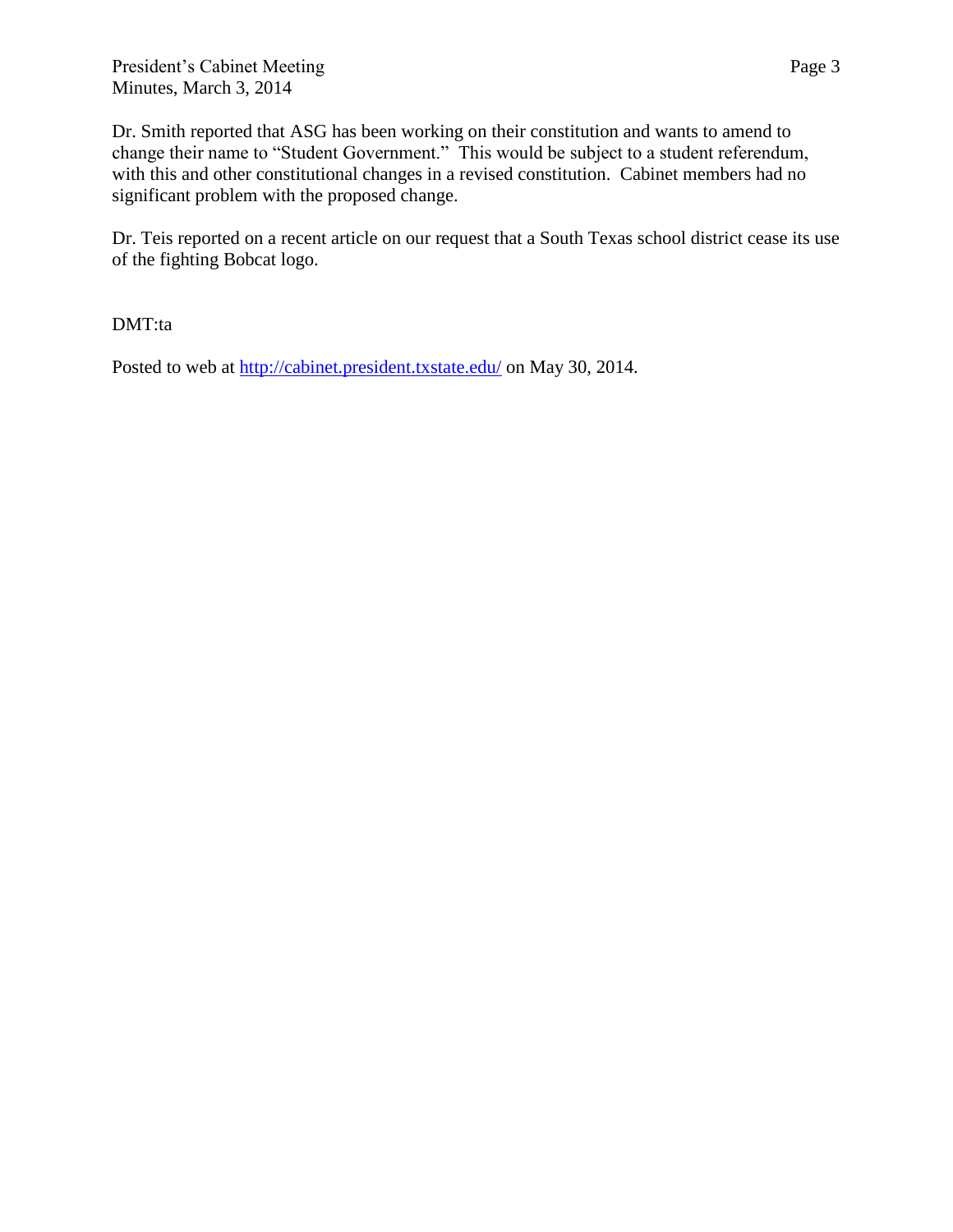Dr. Smith reported that ASG has been working on their constitution and wants to amend to change their name to "Student Government." This would be subject to a student referendum, with this and other constitutional changes in a revised constitution. Cabinet members had no significant problem with the proposed change.

Dr. Teis reported on a recent article on our request that a South Texas school district cease its use of the fighting Bobcat logo.

DMT:ta

Posted to web at http://cabinet.president.txstate.edu/ on May 30, 2014.